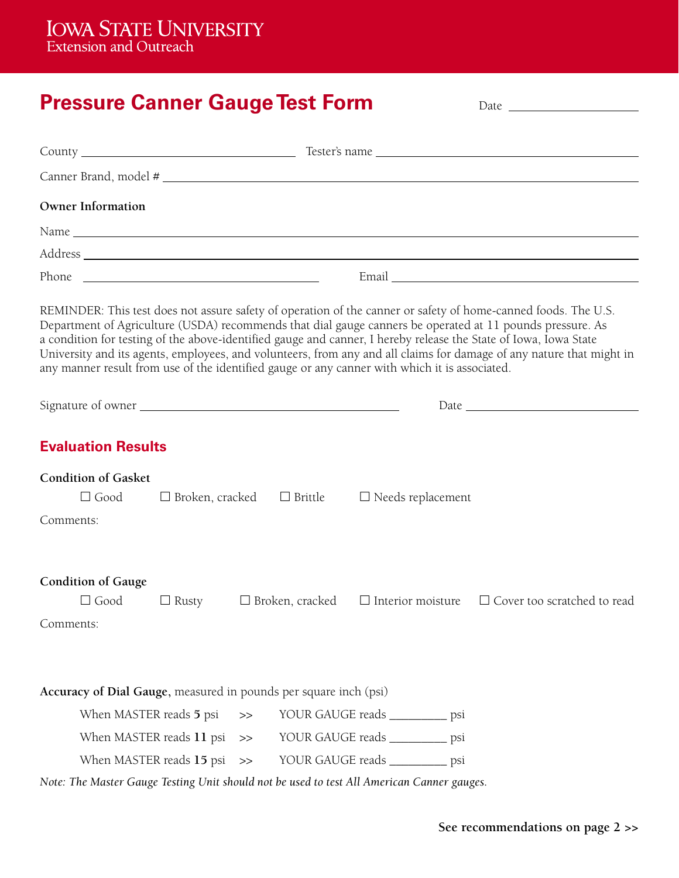**Iowa State University**
Extension and Outreach

# Pressure Canner Gauge Test Form

Date ____________________

County ______________________________ Tester's name ______________________________

Canner Brand, model # ____________________________________________________________

**Owner Information**

Name ____________________________________________________________

Address ____________________________________________________________

Phone ______________________________ Email ______________________________

REMINDER: This test does not assure safety of operation of the canner or safety of home-canned foods. The U.S. Department of Agriculture (USDA) recommends that dial gauge canners be operated at 11 pounds pressure. As a condition for testing of the above-identified gauge and canner, I hereby release the State of Iowa, Iowa State University and its agents, employees, and volunteers, from any and all claims for damage of any nature that might in any manner result from use of the identified gauge or any canner with which it is associated.

Signature of owner ______________________________ Date ____________________

## Evaluation Results

**Condition of Gasket**

☐ Good ☐ Broken, cracked ☐ Brittle ☐ Needs replacement

Comments:

**Condition of Gauge**

☐ Good ☐ Rusty ☐ Broken, cracked ☐ Interior moisture ☐ Cover too scratched to read

Comments:

**Accuracy of Dial Gauge**, measured in pounds per square inch (psi)

When MASTER reads **5** psi >> YOUR GAUGE reads _________ psi

When MASTER reads **11** psi >> YOUR GAUGE reads _________ psi

When MASTER reads **15** psi >> YOUR GAUGE reads _________ psi

*Note: The Master Gauge Testing Unit should not be used to test All American Canner gauges.*

**See recommendations on page 2 >>**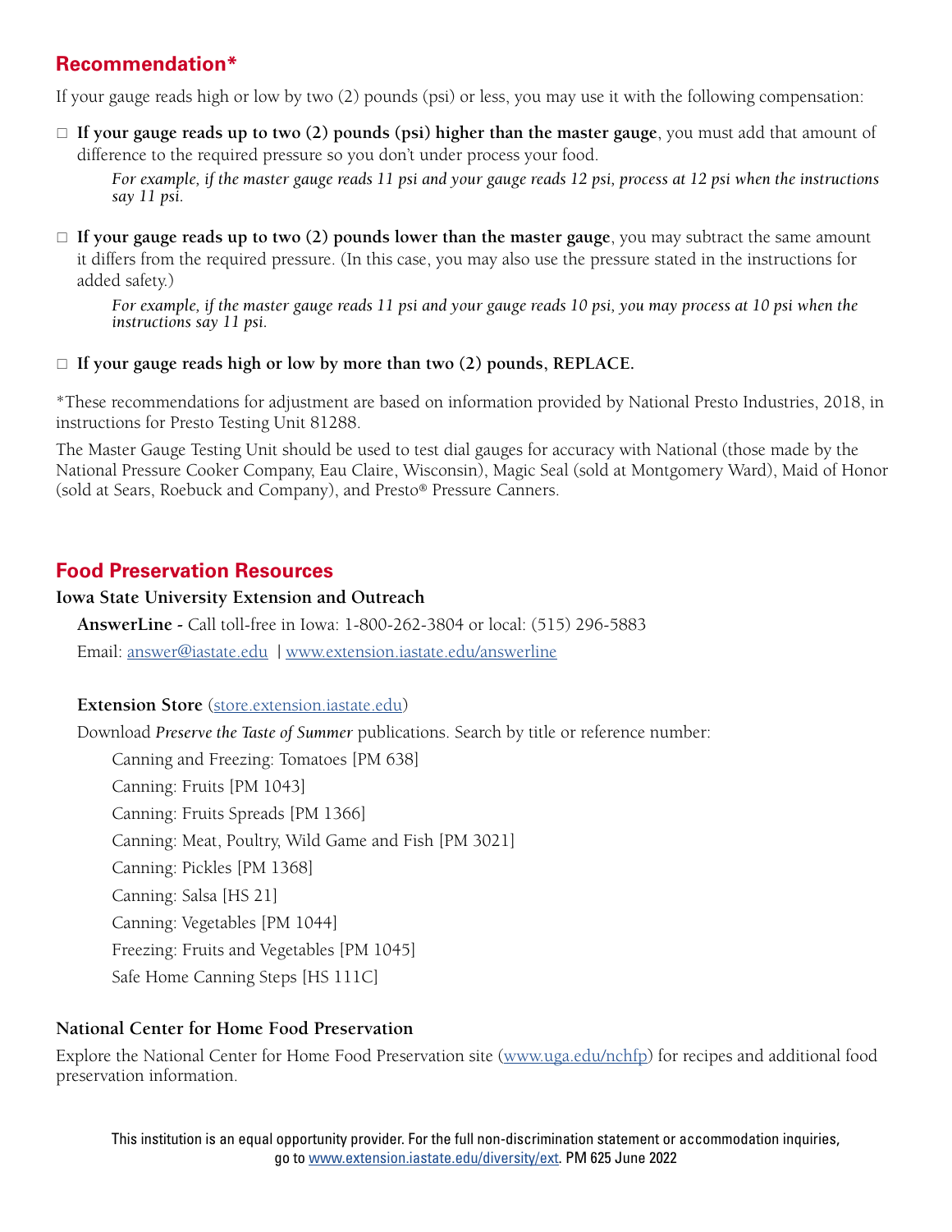## Recommendation*

If your gauge reads high or low by two (2) pounds (psi) or less, you may use it with the following compensation:

- ☐ **If your gauge reads up to two (2) pounds (psi) higher than the master gauge**, you must add that amount of difference to the required pressure so you don't under process your food.

  *For example, if the master gauge reads 11 psi and your gauge reads 12 psi, process at 12 psi when the instructions say 11 psi.*

- ☐ **If your gauge reads up to two (2) pounds lower than the master gauge**, you may subtract the same amount it differs from the required pressure. (In this case, you may also use the pressure stated in the instructions for added safety.)

  *For example, if the master gauge reads 11 psi and your gauge reads 10 psi, you may process at 10 psi when the instructions say 11 psi.*

- ☐ **If your gauge reads high or low by more than two (2) pounds, REPLACE.**

*These recommendations for adjustment are based on information provided by National Presto Industries, 2018, in instructions for Presto Testing Unit 81288.

The Master Gauge Testing Unit should be used to test dial gauges for accuracy with National (those made by the National Pressure Cooker Company, Eau Claire, Wisconsin), Magic Seal (sold at Montgomery Ward), Maid of Honor (sold at Sears, Roebuck and Company), and Presto® Pressure Canners.

## Food Preservation Resources

### Iowa State University Extension and Outreach

**AnswerLine -** Call toll-free in Iowa: 1-800-262-3804 or local: (515) 296-5883

Email: answer@iastate.edu | www.extension.iastate.edu/answerline

**Extension Store** (store.extension.iastate.edu)

Download *Preserve the Taste of Summer* publications. Search by title or reference number:

- Canning and Freezing: Tomatoes [PM 638]
- Canning: Fruits [PM 1043]
- Canning: Fruits Spreads [PM 1366]
- Canning: Meat, Poultry, Wild Game and Fish [PM 3021]
- Canning: Pickles [PM 1368]
- Canning: Salsa [HS 21]
- Canning: Vegetables [PM 1044]
- Freezing: Fruits and Vegetables [PM 1045]
- Safe Home Canning Steps [HS 111C]

### National Center for Home Food Preservation

Explore the National Center for Home Food Preservation site (www.uga.edu/nchfp) for recipes and additional food preservation information.

This institution is an equal opportunity provider. For the full non-discrimination statement or accommodation inquiries, go to www.extension.iastate.edu/diversity/ext. PM 625 June 2022